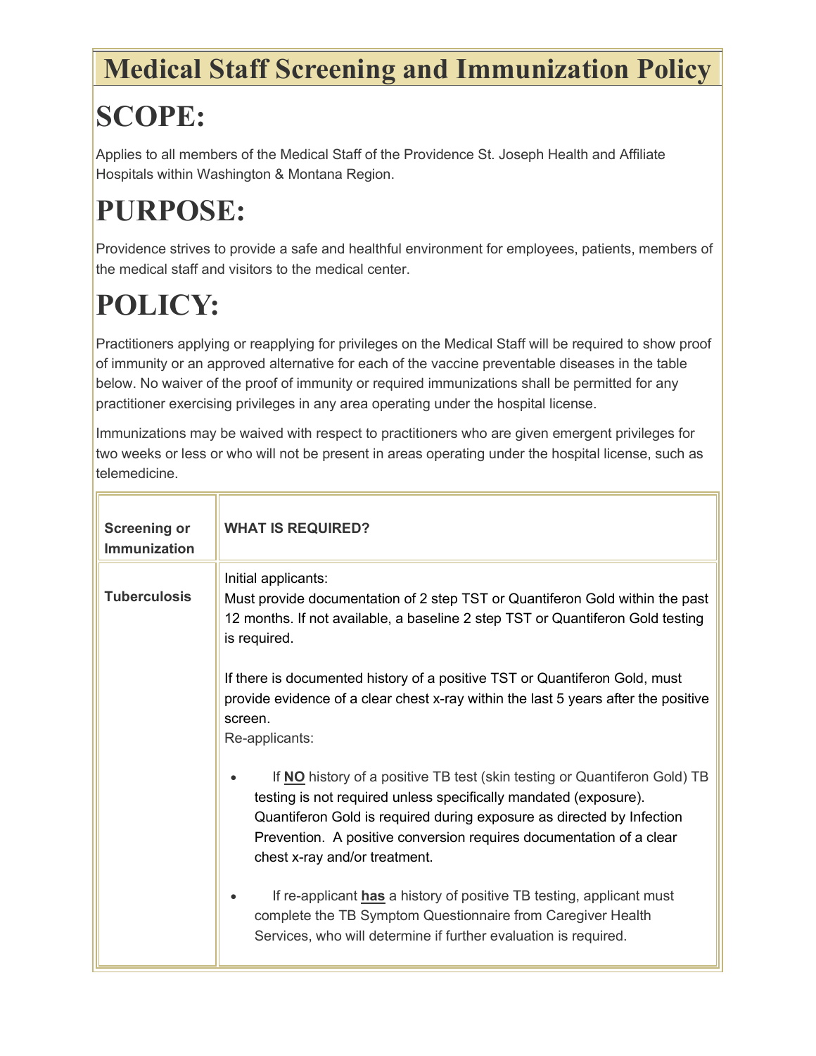# Medical Staff Screening and Immunization Policy

# SCOPE:

Applies to all members of the Medical Staff of the Providence St. Joseph Health and Affiliate Hospitals within Washington & Montana Region.

# PURPOSE:

Providence strives to provide a safe and healthful environment for employees, patients, members of the medical staff and visitors to the medical center.

# POLICY:

Practitioners applying or reapplying for privileges on the Medical Staff will be required to show proof of immunity or an approved alternative for each of the vaccine preventable diseases in the table below. No waiver of the proof of immunity or required immunizations shall be permitted for any practitioner exercising privileges in any area operating under the hospital license.

Immunizations may be waived with respect to practitioners who are given emergent privileges for two weeks or less or who will not be present in areas operating under the hospital license, such as telemedicine.

| **Screening or Immunization** | **WHAT IS REQUIRED?** |
|---|---|
| **Tuberculosis** | Initial applicants:<br>Must provide documentation of 2 step TST or Quantiferon Gold within the past 12 months. If not available, a baseline 2 step TST or Quantiferon Gold testing is required.<br><br>If there is documented history of a positive TST or Quantiferon Gold, must provide evidence of a clear chest x-ray within the last 5 years after the positive screen.<br>Re-applicants:<br><br>• If **NO** history of a positive TB test (skin testing or Quantiferon Gold) TB testing is not required unless specifically mandated (exposure). Quantiferon Gold is required during exposure as directed by Infection Prevention. A positive conversion requires documentation of a clear chest x-ray and/or treatment.<br><br>• If re-applicant **has** a history of positive TB testing, applicant must complete the TB Symptom Questionnaire from Caregiver Health Services, who will determine if further evaluation is required. |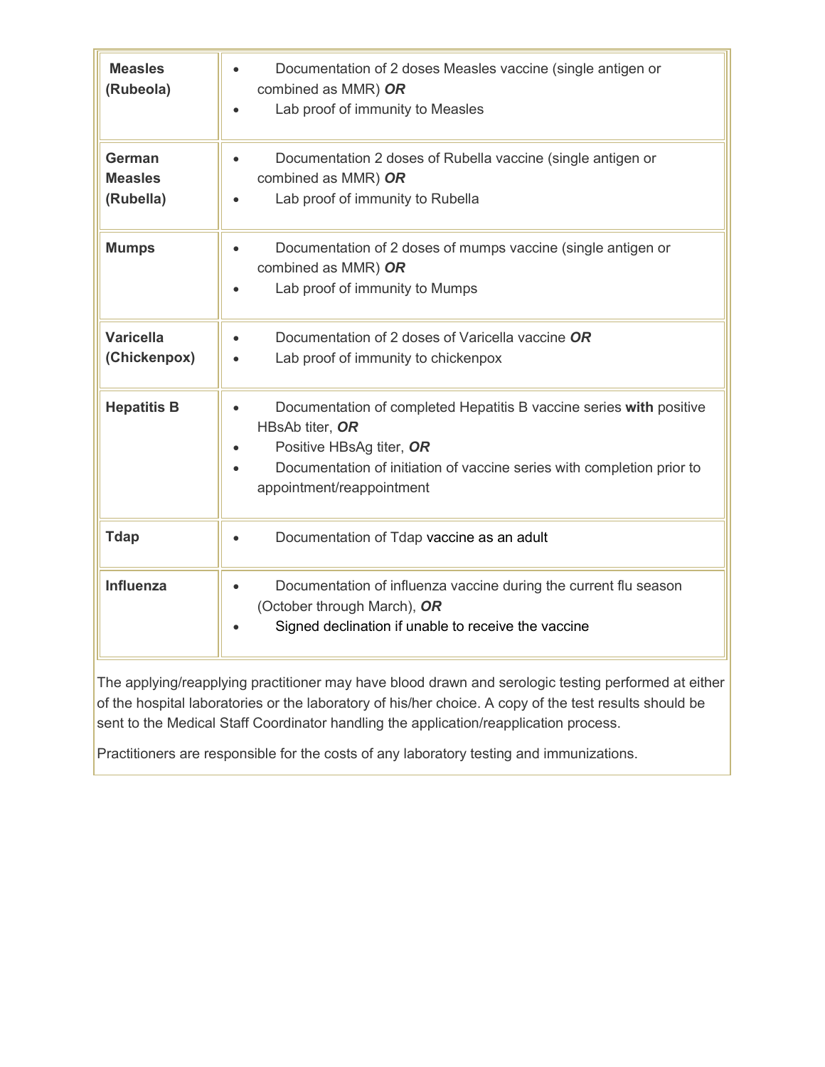| | |
|---|---|
| **Measles (Rubeola)** | • Documentation of 2 doses Measles vaccine (single antigen or combined as MMR) ***OR***<br>• Lab proof of immunity to Measles |
| **German Measles (Rubella)** | • Documentation 2 doses of Rubella vaccine (single antigen or combined as MMR) ***OR***<br>• Lab proof of immunity to Rubella |
| **Mumps** | • Documentation of 2 doses of mumps vaccine (single antigen or combined as MMR) ***OR***<br>• Lab proof of immunity to Mumps |
| **Varicella (Chickenpox)** | • Documentation of 2 doses of Varicella vaccine ***OR***<br>• Lab proof of immunity to chickenpox |
| **Hepatitis B** | • Documentation of completed Hepatitis B vaccine series **with** positive HBsAb titer, ***OR***<br>• Positive HBsAg titer, ***OR***<br>• Documentation of initiation of vaccine series with completion prior to appointment/reappointment |
| **Tdap** | • Documentation of Tdap vaccine as an adult |
| **Influenza** | • Documentation of influenza vaccine during the current flu season (October through March), ***OR***<br>• Signed declination if unable to receive the vaccine |

The applying/reapplying practitioner may have blood drawn and serologic testing performed at either of the hospital laboratories or the laboratory of his/her choice. A copy of the test results should be sent to the Medical Staff Coordinator handling the application/reapplication process.

Practitioners are responsible for the costs of any laboratory testing and immunizations.